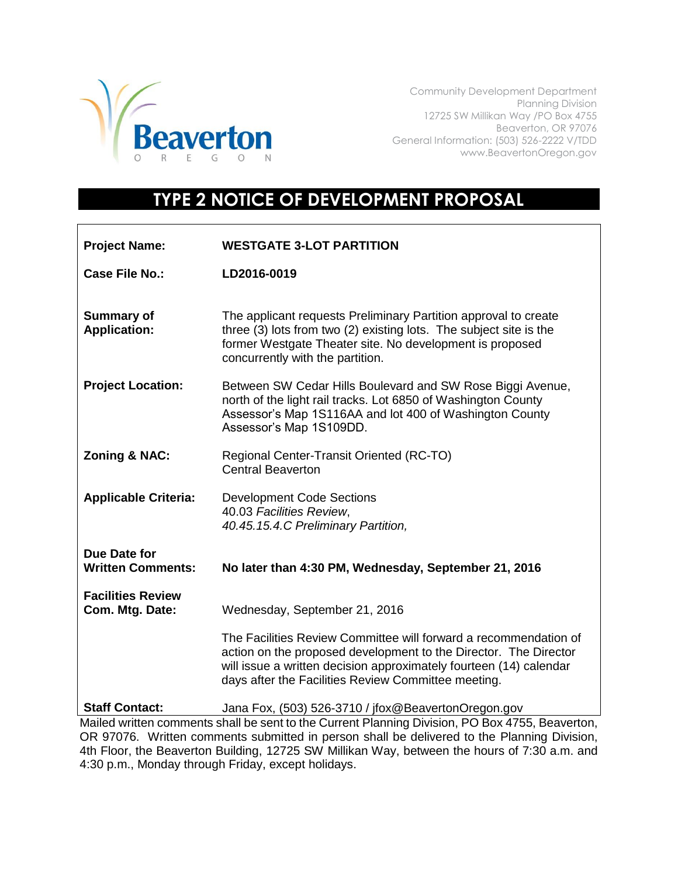Beaverton
OREGON

Community Development Department
Planning Division
12725 SW Millikan Way /PO Box 4755
Beaverton, OR 97076
General Information: (503) 526-2222 V/TDD
www.BeavertonOregon.gov

# TYPE 2 NOTICE OF DEVELOPMENT PROPOSAL

| | |
|---|---|
| **Project Name:** | **WESTGATE 3-LOT PARTITION** |
| **Case File No.:** | **LD2016-0019** |
| **Summary of Application:** | The applicant requests Preliminary Partition approval to create three (3) lots from two (2) existing lots. The subject site is the former Westgate Theater site. No development is proposed concurrently with the partition. |
| **Project Location:** | Between SW Cedar Hills Boulevard and SW Rose Biggi Avenue, north of the light rail tracks. Lot 6850 of Washington County Assessor's Map 1S116AA and lot 400 of Washington County Assessor's Map 1S109DD. |
| **Zoning & NAC:** | Regional Center-Transit Oriented (RC-TO)<br>Central Beaverton |
| **Applicable Criteria:** | Development Code Sections<br>40.03 *Facilities Review*,<br>*40.45.15.4.C Preliminary Partition,* |
| **Due Date for Written Comments:** | **No later than 4:30 PM, Wednesday, September 21, 2016** |
| **Facilities Review Com. Mtg. Date:** | Wednesday, September 21, 2016<br><br>The Facilities Review Committee will forward a recommendation of action on the proposed development to the Director. The Director will issue a written decision approximately fourteen (14) calendar days after the Facilities Review Committee meeting. |
| **Staff Contact:** | Jana Fox, (503) 526-3710 / jfox@BeavertonOregon.gov |

Mailed written comments shall be sent to the Current Planning Division, PO Box 4755, Beaverton, OR 97076. Written comments submitted in person shall be delivered to the Planning Division, 4th Floor, the Beaverton Building, 12725 SW Millikan Way, between the hours of 7:30 a.m. and 4:30 p.m., Monday through Friday, except holidays.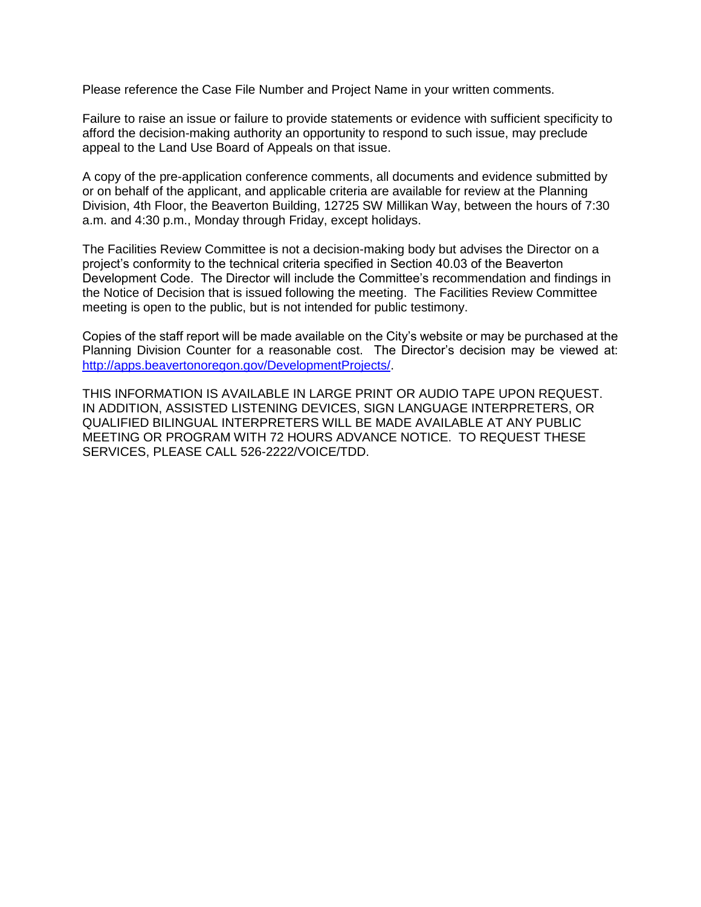Please reference the Case File Number and Project Name in your written comments.

Failure to raise an issue or failure to provide statements or evidence with sufficient specificity to afford the decision-making authority an opportunity to respond to such issue, may preclude appeal to the Land Use Board of Appeals on that issue.

A copy of the pre-application conference comments, all documents and evidence submitted by or on behalf of the applicant, and applicable criteria are available for review at the Planning Division, 4th Floor, the Beaverton Building, 12725 SW Millikan Way, between the hours of 7:30 a.m. and 4:30 p.m., Monday through Friday, except holidays.

The Facilities Review Committee is not a decision-making body but advises the Director on a project's conformity to the technical criteria specified in Section 40.03 of the Beaverton Development Code. The Director will include the Committee's recommendation and findings in the Notice of Decision that is issued following the meeting. The Facilities Review Committee meeting is open to the public, but is not intended for public testimony.

Copies of the staff report will be made available on the City's website or may be purchased at the Planning Division Counter for a reasonable cost. The Director's decision may be viewed at: [http://apps.beavertonoregon.gov/DevelopmentProjects/](http://apps.beavertonoregon.gov/DevelopmentProjects/).

THIS INFORMATION IS AVAILABLE IN LARGE PRINT OR AUDIO TAPE UPON REQUEST. IN ADDITION, ASSISTED LISTENING DEVICES, SIGN LANGUAGE INTERPRETERS, OR QUALIFIED BILINGUAL INTERPRETERS WILL BE MADE AVAILABLE AT ANY PUBLIC MEETING OR PROGRAM WITH 72 HOURS ADVANCE NOTICE. TO REQUEST THESE SERVICES, PLEASE CALL 526-2222/VOICE/TDD.